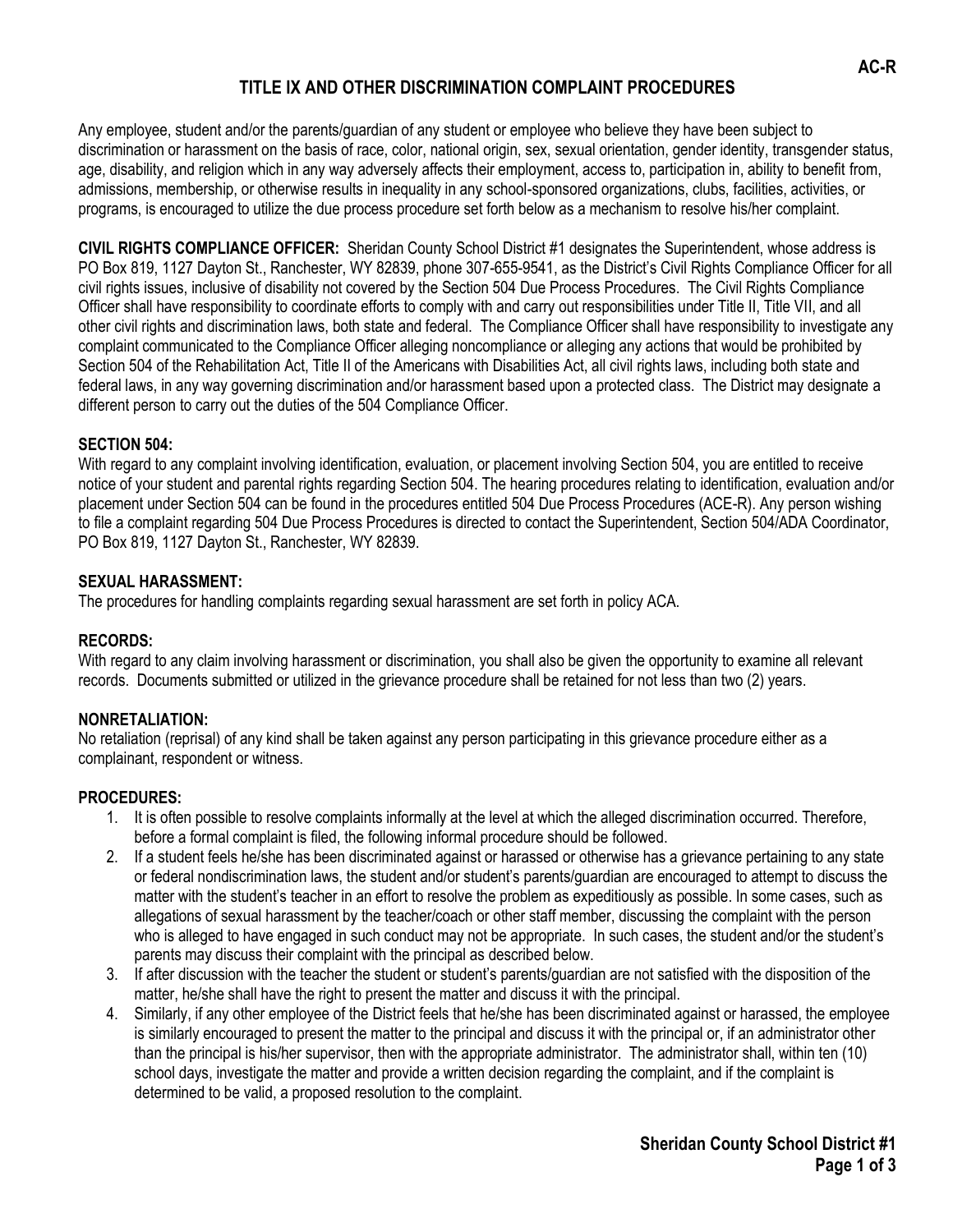# TITLE IX AND OTHER DISCRIMINATION COMPLAINT PROCEDURES

Any employee, student and/or the parents/guardian of any student or employee who believe they have been subject to discrimination or harassment on the basis of race, color, national origin, sex, sexual orientation, gender identity, transgender status, age, disability, and religion which in any way adversely affects their employment, access to, participation in, ability to benefit from, admissions, membership, or otherwise results in inequality in any school-sponsored organizations, clubs, facilities, activities, or programs, is encouraged to utilize the due process procedure set forth below as a mechanism to resolve his/her complaint.

**CIVIL RIGHTS COMPLIANCE OFFICER:** Sheridan County School District #1 designates the Superintendent, whose address is PO Box 819, 1127 Dayton St., Ranchester, WY 82839, phone 307-655-9541, as the District's Civil Rights Compliance Officer for all civil rights issues, inclusive of disability not covered by the Section 504 Due Process Procedures. The Civil Rights Compliance Officer shall have responsibility to coordinate efforts to comply with and carry out responsibilities under Title II, Title VII, and all other civil rights and discrimination laws, both state and federal. The Compliance Officer shall have responsibility to investigate any complaint communicated to the Compliance Officer alleging noncompliance or alleging any actions that would be prohibited by Section 504 of the Rehabilitation Act, Title II of the Americans with Disabilities Act, all civil rights laws, including both state and federal laws, in any way governing discrimination and/or harassment based upon a protected class. The District may designate a different person to carry out the duties of the 504 Compliance Officer.

**SECTION 504:**

With regard to any complaint involving identification, evaluation, or placement involving Section 504, you are entitled to receive notice of your student and parental rights regarding Section 504. The hearing procedures relating to identification, evaluation and/or placement under Section 504 can be found in the procedures entitled 504 Due Process Procedures (ACE-R). Any person wishing to file a complaint regarding 504 Due Process Procedures is directed to contact the Superintendent, Section 504/ADA Coordinator, PO Box 819, 1127 Dayton St., Ranchester, WY 82839.

**SEXUAL HARASSMENT:**

The procedures for handling complaints regarding sexual harassment are set forth in policy ACA.

**RECORDS:**

With regard to any claim involving harassment or discrimination, you shall also be given the opportunity to examine all relevant records. Documents submitted or utilized in the grievance procedure shall be retained for not less than two (2) years.

**NONRETALIATION:**

No retaliation (reprisal) of any kind shall be taken against any person participating in this grievance procedure either as a complainant, respondent or witness.

**PROCEDURES:**

1. It is often possible to resolve complaints informally at the level at which the alleged discrimination occurred. Therefore, before a formal complaint is filed, the following informal procedure should be followed.
2. If a student feels he/she has been discriminated against or harassed or otherwise has a grievance pertaining to any state or federal nondiscrimination laws, the student and/or student's parents/guardian are encouraged to attempt to discuss the matter with the student's teacher in an effort to resolve the problem as expeditiously as possible. In some cases, such as allegations of sexual harassment by the teacher/coach or other staff member, discussing the complaint with the person who is alleged to have engaged in such conduct may not be appropriate. In such cases, the student and/or the student's parents may discuss their complaint with the principal as described below.
3. If after discussion with the teacher the student or student's parents/guardian are not satisfied with the disposition of the matter, he/she shall have the right to present the matter and discuss it with the principal.
4. Similarly, if any other employee of the District feels that he/she has been discriminated against or harassed, the employee is similarly encouraged to present the matter to the principal and discuss it with the principal or, if an administrator other than the principal is his/her supervisor, then with the appropriate administrator. The administrator shall, within ten (10) school days, investigate the matter and provide a written decision regarding the complaint, and if the complaint is determined to be valid, a proposed resolution to the complaint.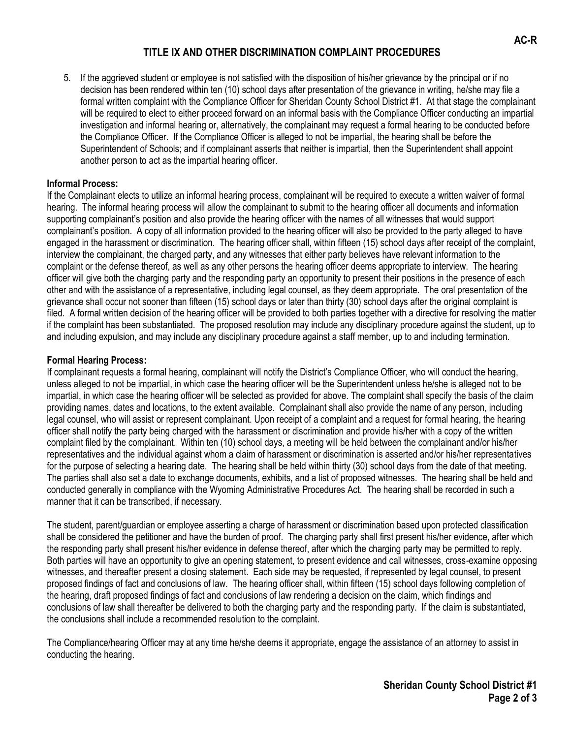5. If the aggrieved student or employee is not satisfied with the disposition of his/her grievance by the principal or if no decision has been rendered within ten (10) school days after presentation of the grievance in writing, he/she may file a formal written complaint with the Compliance Officer for Sheridan County School District #1. At that stage the complainant will be required to elect to either proceed forward on an informal basis with the Compliance Officer conducting an impartial investigation and informal hearing or, alternatively, the complainant may request a formal hearing to be conducted before the Compliance Officer. If the Compliance Officer is alleged to not be impartial, the hearing shall be before the Superintendent of Schools; and if complainant asserts that neither is impartial, then the Superintendent shall appoint another person to act as the impartial hearing officer.

**Informal Process:**
If the Complainant elects to utilize an informal hearing process, complainant will be required to execute a written waiver of formal hearing. The informal hearing process will allow the complainant to submit to the hearing officer all documents and information supporting complainant's position and also provide the hearing officer with the names of all witnesses that would support complainant's position. A copy of all information provided to the hearing officer will also be provided to the party alleged to have engaged in the harassment or discrimination. The hearing officer shall, within fifteen (15) school days after receipt of the complaint, interview the complainant, the charged party, and any witnesses that either party believes have relevant information to the complaint or the defense thereof, as well as any other persons the hearing officer deems appropriate to interview. The hearing officer will give both the charging party and the responding party an opportunity to present their positions in the presence of each other and with the assistance of a representative, including legal counsel, as they deem appropriate. The oral presentation of the grievance shall occur not sooner than fifteen (15) school days or later than thirty (30) school days after the original complaint is filed. A formal written decision of the hearing officer will be provided to both parties together with a directive for resolving the matter if the complaint has been substantiated. The proposed resolution may include any disciplinary procedure against the student, up to and including expulsion, and may include any disciplinary procedure against a staff member, up to and including termination.

**Formal Hearing Process:**
If complainant requests a formal hearing, complainant will notify the District's Compliance Officer, who will conduct the hearing, unless alleged to not be impartial, in which case the hearing officer will be the Superintendent unless he/she is alleged not to be impartial, in which case the hearing officer will be selected as provided for above. The complaint shall specify the basis of the claim providing names, dates and locations, to the extent available. Complainant shall also provide the name of any person, including legal counsel, who will assist or represent complainant. Upon receipt of a complaint and a request for formal hearing, the hearing officer shall notify the party being charged with the harassment or discrimination and provide his/her with a copy of the written complaint filed by the complainant. Within ten (10) school days, a meeting will be held between the complainant and/or his/her representatives and the individual against whom a claim of harassment or discrimination is asserted and/or his/her representatives for the purpose of selecting a hearing date. The hearing shall be held within thirty (30) school days from the date of that meeting. The parties shall also set a date to exchange documents, exhibits, and a list of proposed witnesses. The hearing shall be held and conducted generally in compliance with the Wyoming Administrative Procedures Act. The hearing shall be recorded in such a manner that it can be transcribed, if necessary.

The student, parent/guardian or employee asserting a charge of harassment or discrimination based upon protected classification shall be considered the petitioner and have the burden of proof. The charging party shall first present his/her evidence, after which the responding party shall present his/her evidence in defense thereof, after which the charging party may be permitted to reply. Both parties will have an opportunity to give an opening statement, to present evidence and call witnesses, cross-examine opposing witnesses, and thereafter present a closing statement. Each side may be requested, if represented by legal counsel, to present proposed findings of fact and conclusions of law. The hearing officer shall, within fifteen (15) school days following completion of the hearing, draft proposed findings of fact and conclusions of law rendering a decision on the claim, which findings and conclusions of law shall thereafter be delivered to both the charging party and the responding party. If the claim is substantiated, the conclusions shall include a recommended resolution to the complaint.

The Compliance/hearing Officer may at any time he/she deems it appropriate, engage the assistance of an attorney to assist in conducting the hearing.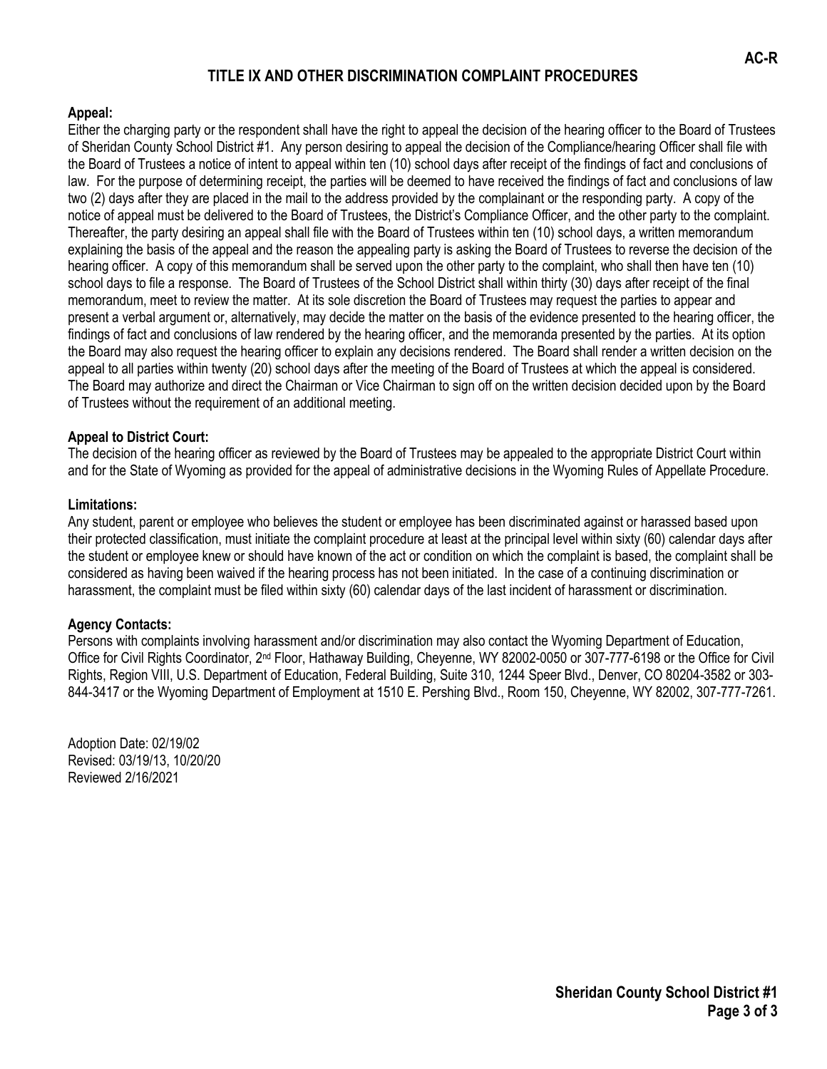## TITLE IX AND OTHER DISCRIMINATION COMPLAINT PROCEDURES

**Appeal:**
Either the charging party or the respondent shall have the right to appeal the decision of the hearing officer to the Board of Trustees of Sheridan County School District #1. Any person desiring to appeal the decision of the Compliance/hearing Officer shall file with the Board of Trustees a notice of intent to appeal within ten (10) school days after receipt of the findings of fact and conclusions of law. For the purpose of determining receipt, the parties will be deemed to have received the findings of fact and conclusions of law two (2) days after they are placed in the mail to the address provided by the complainant or the responding party. A copy of the notice of appeal must be delivered to the Board of Trustees, the District's Compliance Officer, and the other party to the complaint. Thereafter, the party desiring an appeal shall file with the Board of Trustees within ten (10) school days, a written memorandum explaining the basis of the appeal and the reason the appealing party is asking the Board of Trustees to reverse the decision of the hearing officer. A copy of this memorandum shall be served upon the other party to the complaint, who shall then have ten (10) school days to file a response. The Board of Trustees of the School District shall within thirty (30) days after receipt of the final memorandum, meet to review the matter. At its sole discretion the Board of Trustees may request the parties to appear and present a verbal argument or, alternatively, may decide the matter on the basis of the evidence presented to the hearing officer, the findings of fact and conclusions of law rendered by the hearing officer, and the memoranda presented by the parties. At its option the Board may also request the hearing officer to explain any decisions rendered. The Board shall render a written decision on the appeal to all parties within twenty (20) school days after the meeting of the Board of Trustees at which the appeal is considered. The Board may authorize and direct the Chairman or Vice Chairman to sign off on the written decision decided upon by the Board of Trustees without the requirement of an additional meeting.

**Appeal to District Court:**
The decision of the hearing officer as reviewed by the Board of Trustees may be appealed to the appropriate District Court within and for the State of Wyoming as provided for the appeal of administrative decisions in the Wyoming Rules of Appellate Procedure.

**Limitations:**
Any student, parent or employee who believes the student or employee has been discriminated against or harassed based upon their protected classification, must initiate the complaint procedure at least at the principal level within sixty (60) calendar days after the student or employee knew or should have known of the act or condition on which the complaint is based, the complaint shall be considered as having been waived if the hearing process has not been initiated. In the case of a continuing discrimination or harassment, the complaint must be filed within sixty (60) calendar days of the last incident of harassment or discrimination.

**Agency Contacts:**
Persons with complaints involving harassment and/or discrimination may also contact the Wyoming Department of Education, Office for Civil Rights Coordinator, 2nd Floor, Hathaway Building, Cheyenne, WY 82002-0050 or 307-777-6198 or the Office for Civil Rights, Region VIII, U.S. Department of Education, Federal Building, Suite 310, 1244 Speer Blvd., Denver, CO 80204-3582 or 303-844-3417 or the Wyoming Department of Employment at 1510 E. Pershing Blvd., Room 150, Cheyenne, WY 82002, 307-777-7261.

Adoption Date: 02/19/02
Revised: 03/19/13, 10/20/20
Reviewed 2/16/2021